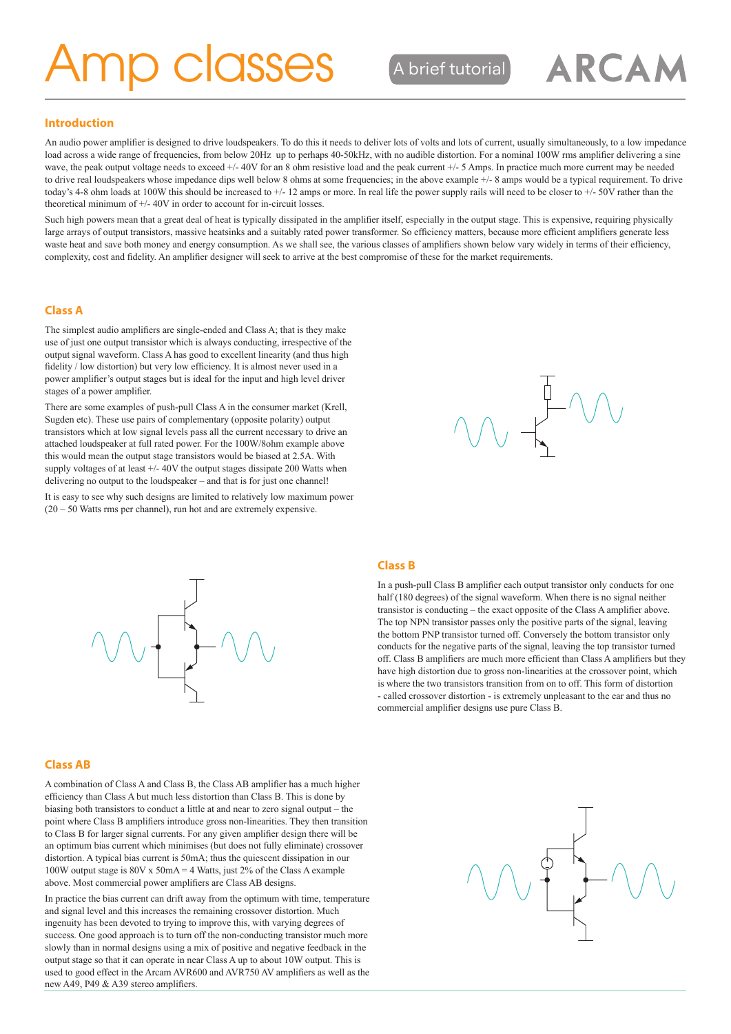# Amp classes

A brief tutorial

ARCAM

## Introduction

An audio power amplifier is designed to drive loudspeakers. To do this it needs to deliver lots of volts and lots of current, usually simultaneously, to a low impedance load across a wide range of frequencies, from below 20Hz up to perhaps 40-50kHz, with no audible distortion. For a nominal 100W rms amplifier delivering a sine wave, the peak output voltage needs to exceed +/- 40V for an 8 ohm resistive load and the peak current +/- 5 Amps. In practice much more current may be needed to drive real loudspeakers whose impedance dips well below 8 ohms at some frequencies; in the above example +/- 8 amps would be a typical requirement. To drive today's 4-8 ohm loads at 100W this should be increased to +/- 12 amps or more. In real life the power supply rails will need to be closer to +/- 50V rather than the theoretical minimum of +/- 40V in order to account for in-circuit losses.

Such high powers mean that a great deal of heat is typically dissipated in the amplifier itself, especially in the output stage. This is expensive, requiring physically large arrays of output transistors, massive heatsinks and a suitably rated power transformer. So efficiency matters, because more efficient amplifiers generate less waste heat and save both money and energy consumption. As we shall see, the various classes of amplifiers shown below vary widely in terms of their efficiency, complexity, cost and fidelity. An amplifier designer will seek to arrive at the best compromise of these for the market requirements.

## Class A

The simplest audio amplifiers are single-ended and Class A; that is they make use of just one output transistor which is always conducting, irrespective of the output signal waveform. Class A has good to excellent linearity (and thus high fidelity / low distortion) but very low efficiency. It is almost never used in a power amplifier's output stages but is ideal for the input and high level driver stages of a power amplifier.

There are some examples of push-pull Class A in the consumer market (Krell, Sugden etc). These use pairs of complementary (opposite polarity) output transistors which at low signal levels pass all the current necessary to drive an attached loudspeaker at full rated power. For the 100W/8ohm example above this would mean the output stage transistors would be biased at 2.5A. With supply voltages of at least +/- 40V the output stages dissipate 200 Watts when delivering no output to the loudspeaker – and that is for just one channel!

It is easy to see why such designs are limited to relatively low maximum power (20 – 50 Watts rms per channel), run hot and are extremely expensive.

## Class B

In a push-pull Class B amplifier each output transistor only conducts for one half (180 degrees) of the signal waveform. When there is no signal neither transistor is conducting – the exact opposite of the Class A amplifier above. The top NPN transistor passes only the positive parts of the signal, leaving the bottom PNP transistor turned off. Conversely the bottom transistor only conducts for the negative parts of the signal, leaving the top transistor turned off. Class B amplifiers are much more efficient than Class A amplifiers but they have high distortion due to gross non-linearities at the crossover point, which is where the two transistors transition from on to off. This form of distortion - called crossover distortion - is extremely unpleasant to the ear and thus no commercial amplifier designs use pure Class B.

## Class AB

A combination of Class A and Class B, the Class AB amplifier has a much higher efficiency than Class A but much less distortion than Class B. This is done by biasing both transistors to conduct a little at and near to zero signal output – the point where Class B amplifiers introduce gross non-linearities. They then transition to Class B for larger signal currents. For any given amplifier design there will be an optimum bias current which minimises (but does not fully eliminate) crossover distortion. A typical bias current is 50mA; thus the quiescent dissipation in our 100W output stage is 80V x 50mA = 4 Watts, just 2% of the Class A example above. Most commercial power amplifiers are Class AB designs.

In practice the bias current can drift away from the optimum with time, temperature and signal level and this increases the remaining crossover distortion. Much ingenuity has been devoted to trying to improve this, with varying degrees of success. One good approach is to turn off the non-conducting transistor much more slowly than in normal designs using a mix of positive and negative feedback in the output stage so that it can operate in near Class A up to about 10W output. This is used to good effect in the Arcam AVR600 and AVR750 AV amplifiers as well as the new A49, P49 & A39 stereo amplifiers.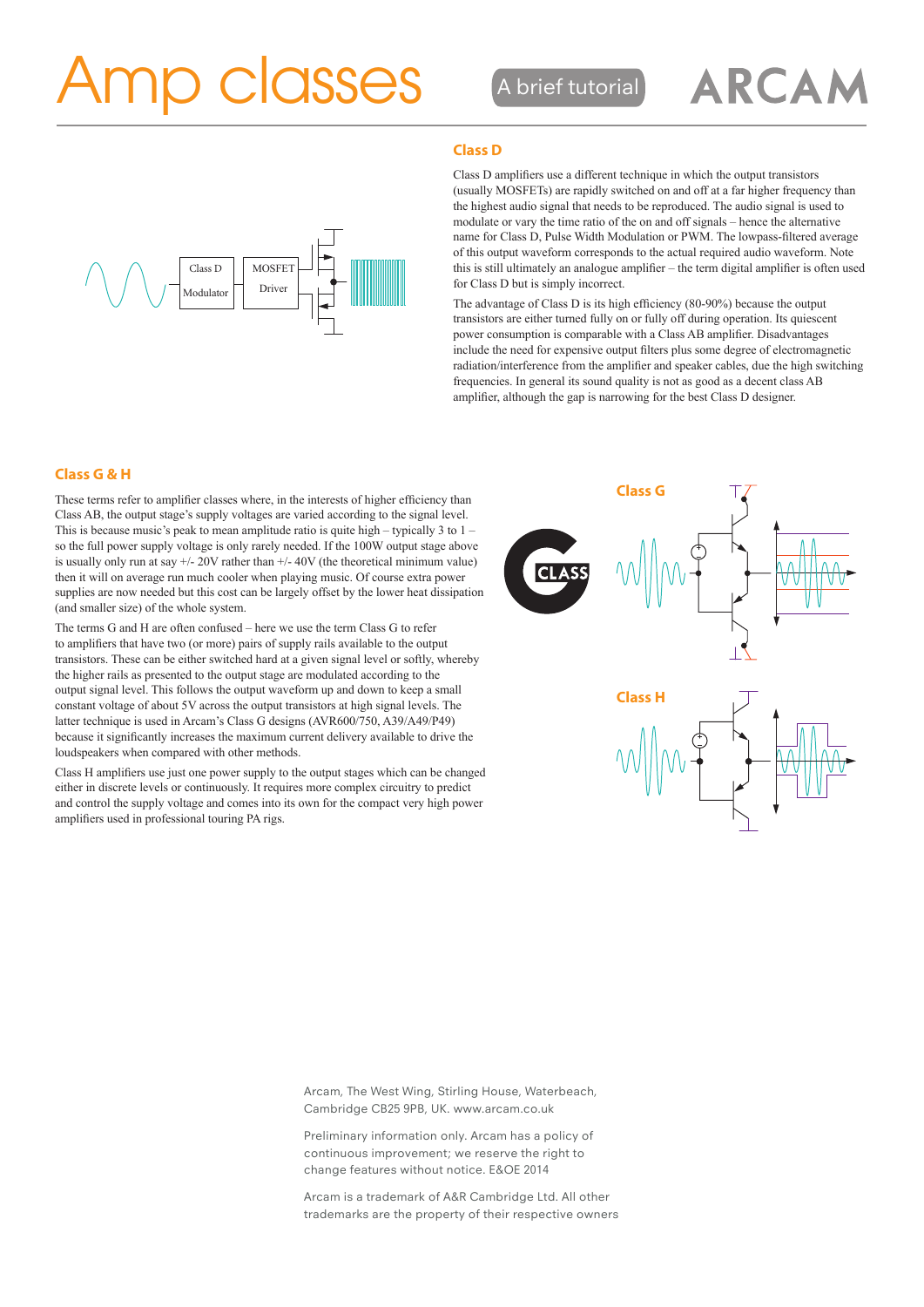# Amp classes

A brief tutorial

ARCAM

Class D
Modulator

MOSFET
Driver

## Class D

Class D amplifiers use a different technique in which the output transistors (usually MOSFETs) are rapidly switched on and off at a far higher frequency than the highest audio signal that needs to be reproduced. The audio signal is used to modulate or vary the time ratio of the on and off signals – hence the alternative name for Class D, Pulse Width Modulation or PWM. The lowpass-filtered average of this output waveform corresponds to the actual required audio waveform. Note this is still ultimately an analogue amplifier – the term digital amplifier is often used for Class D but is simply incorrect.

The advantage of Class D is its high efficiency (80-90%) because the output transistors are either turned fully on or fully off during operation. Its quiescent power consumption is comparable with a Class AB amplifier. Disadvantages include the need for expensive output filters plus some degree of electromagnetic radiation/interference from the amplifier and speaker cables, due the high switching frequencies. In general its sound quality is not as good as a decent class AB amplifier, although the gap is narrowing for the best Class D designer.

## Class G & H

These terms refer to amplifier classes where, in the interests of higher efficiency than Class AB, the output stage's supply voltages are varied according to the signal level. This is because music's peak to mean amplitude ratio is quite high – typically 3 to 1 – so the full power supply voltage is only rarely needed. If the 100W output stage above is usually only run at say +/- 20V rather than +/- 40V (the theoretical minimum value) then it will on average run much cooler when playing music. Of course extra power supplies are now needed but this cost can be largely offset by the lower heat dissipation (and smaller size) of the whole system.

The terms G and H are often confused – here we use the term Class G to refer to amplifiers that have two (or more) pairs of supply rails available to the output transistors. These can be either switched hard at a given signal level or softly, whereby the higher rails as presented to the output stage are modulated according to the output signal level. This follows the output waveform up and down to keep a small constant voltage of about 5V across the output transistors at high signal levels. The latter technique is used in Arcam's Class G designs (AVR600/750, A39/A49/P49) because it significantly increases the maximum current delivery available to drive the loudspeakers when compared with other methods.

Class H amplifiers use just one power supply to the output stages which can be changed either in discrete levels or continuously. It requires more complex circuitry to predict and control the supply voltage and comes into its own for the compact very high power amplifiers used in professional touring PA rigs.

CLASS

Class G

Class H

Arcam, The West Wing, Stirling House, Waterbeach, Cambridge CB25 9PB, UK. www.arcam.co.uk

Preliminary information only. Arcam has a policy of continuous improvement; we reserve the right to change features without notice. E&OE 2014

Arcam is a trademark of A&R Cambridge Ltd. All other trademarks are the property of their respective owners